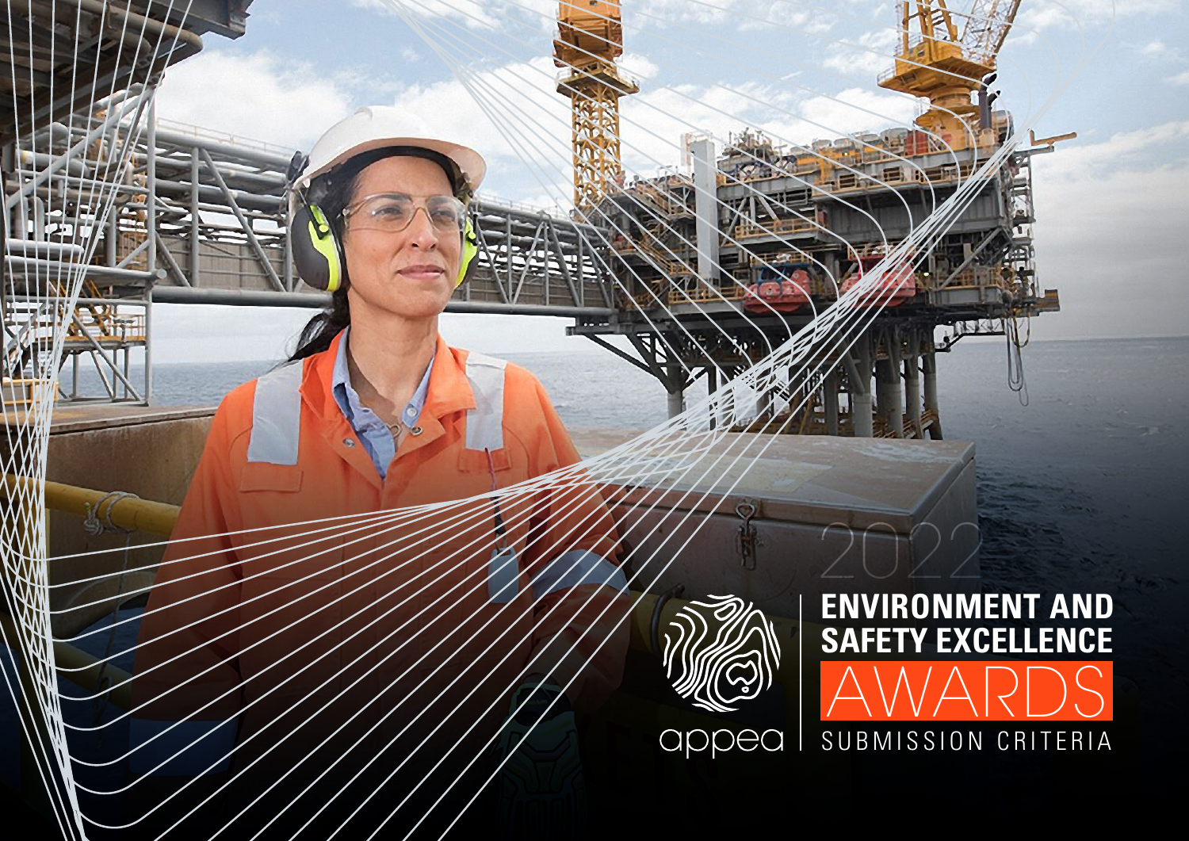2022

# ENVIRONMENT AND SAFETY EXCELLENCE AWARDS

SUBMISSION CRITERIA

appea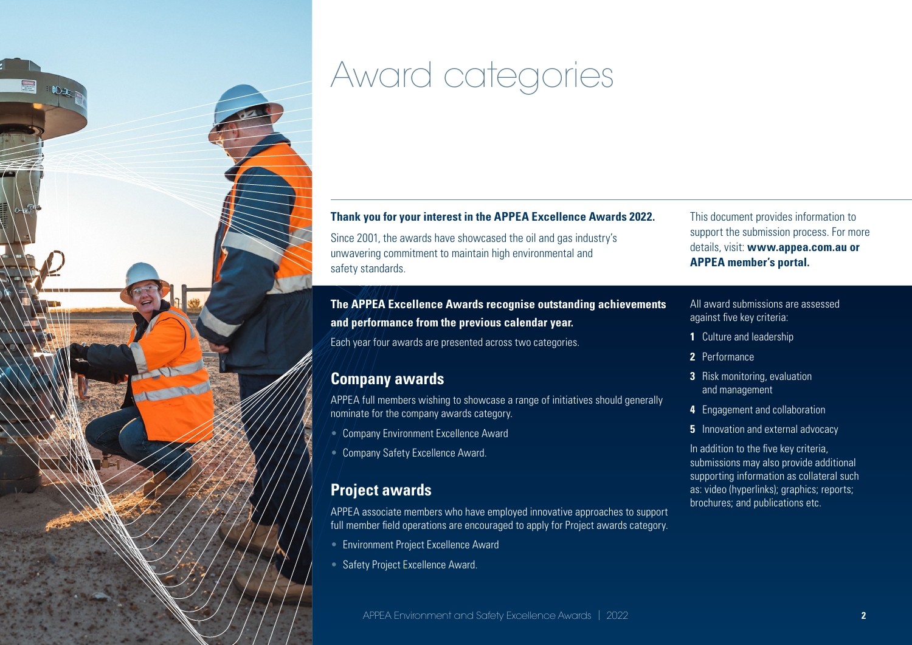# Award categories

**Thank you for your interest in the APPEA Excellence Awards 2022.**

Since 2001, the awards have showcased the oil and gas industry's unwavering commitment to maintain high environmental and safety standards.

This document provides information to support the submission process. For more details, visit: **www.appea.com.au or APPEA member's portal.**

**The APPEA Excellence Awards recognise outstanding achievements and performance from the previous calendar year.**

Each year four awards are presented across two categories.

## Company awards

APPEA full members wishing to showcase a range of initiatives should generally nominate for the company awards category.

- Company Environment Excellence Award
- Company Safety Excellence Award.

## Project awards

APPEA associate members who have employed innovative approaches to support full member field operations are encouraged to apply for Project awards category.

- Environment Project Excellence Award
- Safety Project Excellence Award.

All award submissions are assessed against five key criteria:

1. Culture and leadership
2. Performance
3. Risk monitoring, evaluation and management
4. Engagement and collaboration
5. Innovation and external advocacy

In addition to the five key criteria, submissions may also provide additional supporting information as collateral such as: video (hyperlinks); graphics; reports; brochures; and publications etc.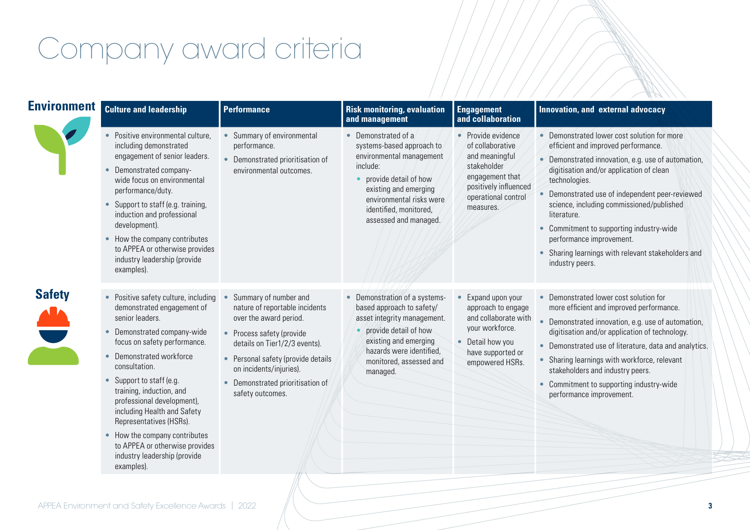# Company award criteria

| | Culture and leadership | Performance | Risk monitoring, evaluation and management | Engagement and collaboration | Innovation, and external advocacy |
|---|---|---|---|---|---|
| **Environment** | • Positive environmental culture, including demonstrated engagement of senior leaders.<br>• Demonstrated company-wide focus on environmental performance/duty.<br>• Support to staff (e.g. training, induction and professional development).<br>• How the company contributes to APPEA or otherwise provides industry leadership (provide examples). | • Summary of environmental performance.<br>• Demonstrated prioritisation of environmental outcomes. | • Demonstrated of a systems-based approach to environmental management include:<br>  • provide detail of how existing and emerging environmental risks were identified, monitored, assessed and managed. | • Provide evidence of collaborative and meaningful stakeholder engagement that positively influenced operational control measures. | • Demonstrated lower cost solution for more efficient and improved performance.<br>• Demonstrated innovation, e.g. use of automation, digitisation and/or application of clean technologies.<br>• Demonstrated use of independent peer-reviewed science, including commissioned/published literature.<br>• Commitment to supporting industry-wide performance improvement.<br>• Sharing learnings with relevant stakeholders and industry peers. |
| **Safety** | • Positive safety culture, including demonstrated engagement of senior leaders.<br>• Demonstrated company-wide focus on safety performance.<br>• Demonstrated workforce consultation.<br>• Support to staff (e.g. training, induction, and professional development), including Health and Safety Representatives (HSRs).<br>• How the company contributes to APPEA or otherwise provides industry leadership (provide examples). | • Summary of number and nature of reportable incidents over the award period.<br>• Process safety (provide details on Tier1/2/3 events).<br>• Personal safety (provide details on incidents/injuries).<br>• Demonstrated prioritisation of safety outcomes. | • Demonstration of a systems-based approach to safety/asset integrity management.<br>  • provide detail of how existing and emerging hazards were identified, monitored, assessed and managed. | • Expand upon your approach to engage and collaborate with your workforce.<br>• Detail how you have supported or empowered HSRs. | • Demonstrated lower cost solution for more efficient and improved performance.<br>• Demonstrated innovation, e.g. use of automation, digitisation and/or application of technology.<br>• Demonstrated use of literature, data and analytics.<br>• Sharing learnings with workforce, relevant stakeholders and industry peers.<br>• Commitment to supporting industry-wide performance improvement. |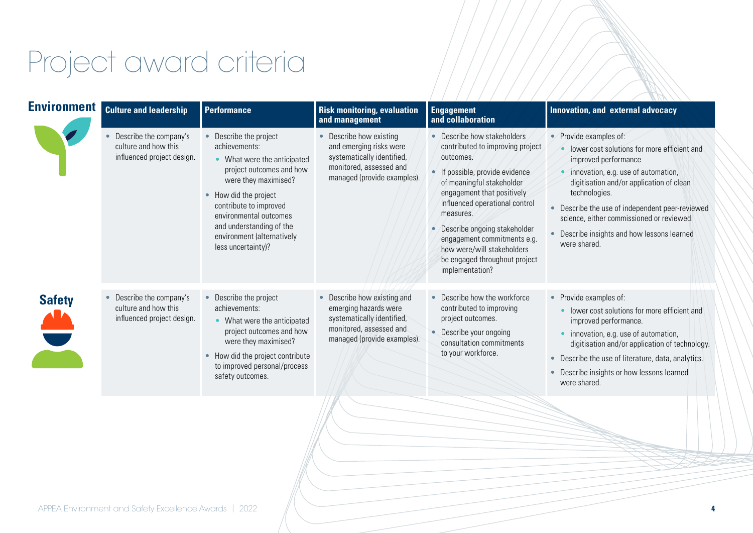# Project award criteria

| | Culture and leadership | Performance | Risk monitoring, evaluation and management | Engagement and collaboration | Innovation, and external advocacy |
|---|---|---|---|---|---|
| **Environment** | • Describe the company's culture and how this influenced project design. | • Describe the project achievements: <br> ◦ What were the anticipated project outcomes and how were they maximised? <br> • How did the project contribute to improved environmental outcomes and understanding of the environment (alternatively less uncertainty)? | • Describe how existing and emerging risks were systematically identified, monitored, assessed and managed (provide examples). | • Describe how stakeholders contributed to improving project outcomes. <br> • If possible, provide evidence of meaningful stakeholder engagement that positively influenced operational control measures. <br> • Describe ongoing stakeholder engagement commitments e.g. how were/will stakeholders be engaged throughout project implementation? | • Provide examples of: <br> ◦ lower cost solutions for more efficient and improved performance <br> ◦ innovation, e.g. use of automation, digitisation and/or application of clean technologies. <br> • Describe the use of independent peer-reviewed science, either commissioned or reviewed. <br> • Describe insights and how lessons learned were shared. |
| **Safety** | • Describe the company's culture and how this influenced project design. | • Describe the project achievements: <br> ◦ What were the anticipated project outcomes and how were they maximised? <br> • How did the project contribute to improved personal/process safety outcomes. | • Describe how existing and emerging hazards were systematically identified, monitored, assessed and managed (provide examples). | • Describe how the workforce contributed to improving project outcomes. <br> • Describe your ongoing consultation commitments to your workforce. | • Provide examples of: <br> ◦ lower cost solutions for more efficient and improved performance. <br> ◦ innovation, e.g. use of automation, digitisation and/or application of technology. <br> • Describe the use of literature, data, analytics. <br> • Describe insights or how lessons learned were shared. |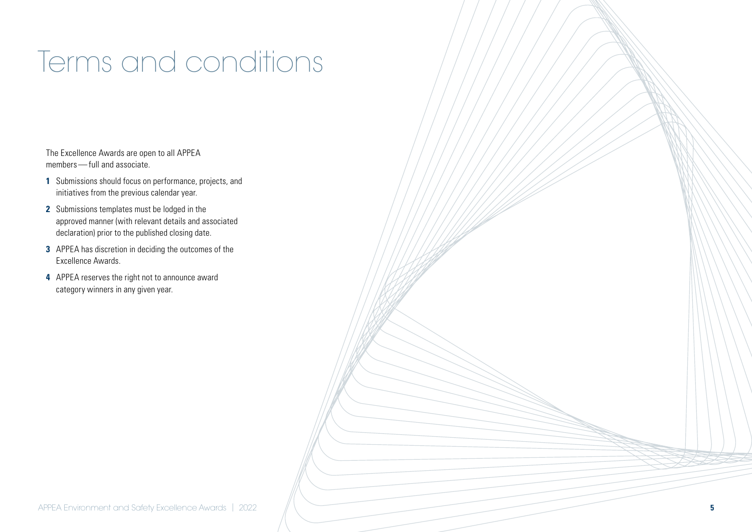# Terms and conditions

The Excellence Awards are open to all APPEA members — full and associate.

1. Submissions should focus on performance, projects, and initiatives from the previous calendar year.
2. Submissions templates must be lodged in the approved manner (with relevant details and associated declaration) prior to the published closing date.
3. APPEA has discretion in deciding the outcomes of the Excellence Awards.
4. APPEA reserves the right not to announce award category winners in any given year.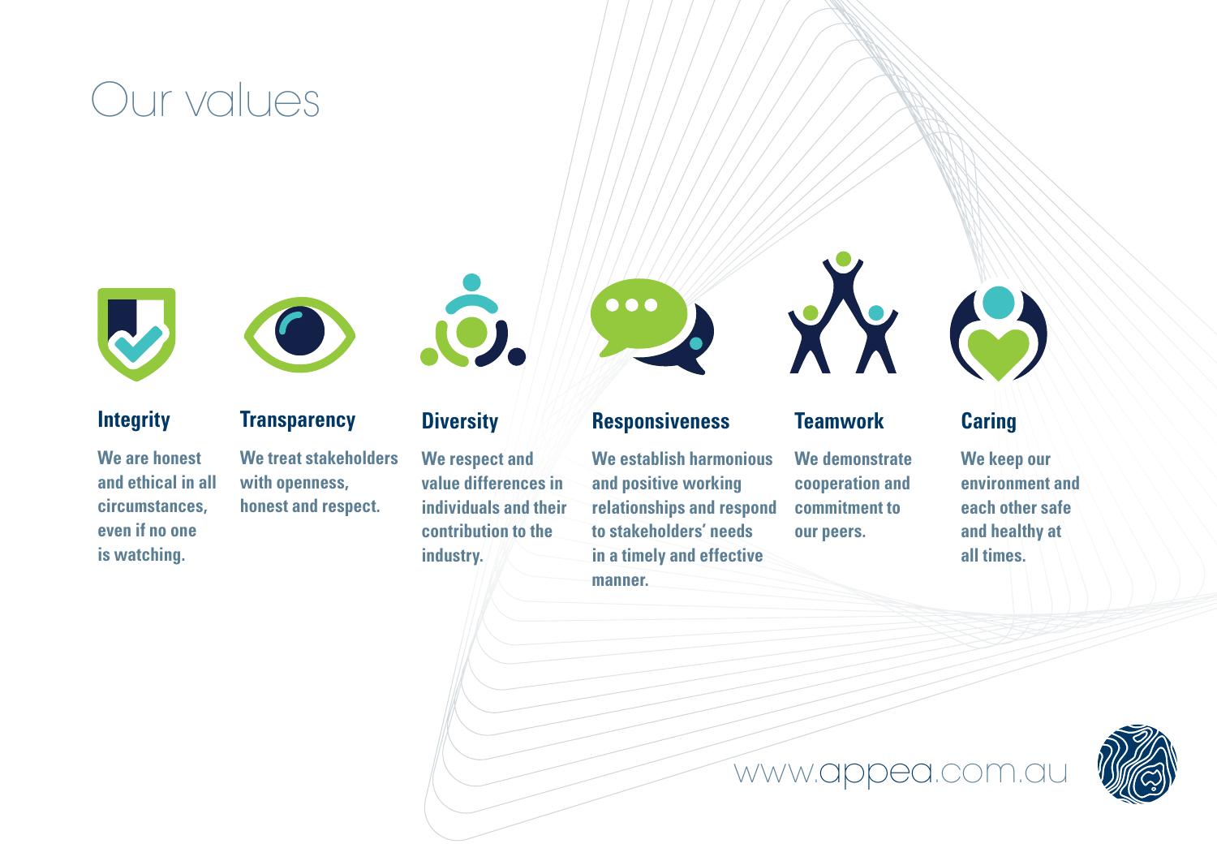# Our values

### Integrity

We are honest and ethical in all circumstances, even if no one is watching.

### Transparency

We treat stakeholders with openness, honest and respect.

### Diversity

We respect and value differences in individuals and their contribution to the industry.

### Responsiveness

We establish harmonious and positive working relationships and respond to stakeholders' needs in a timely and effective manner.

### Teamwork

We demonstrate cooperation and commitment to our peers.

### Caring

We keep our environment and each other safe and healthy at all times.

www.appea.com.au